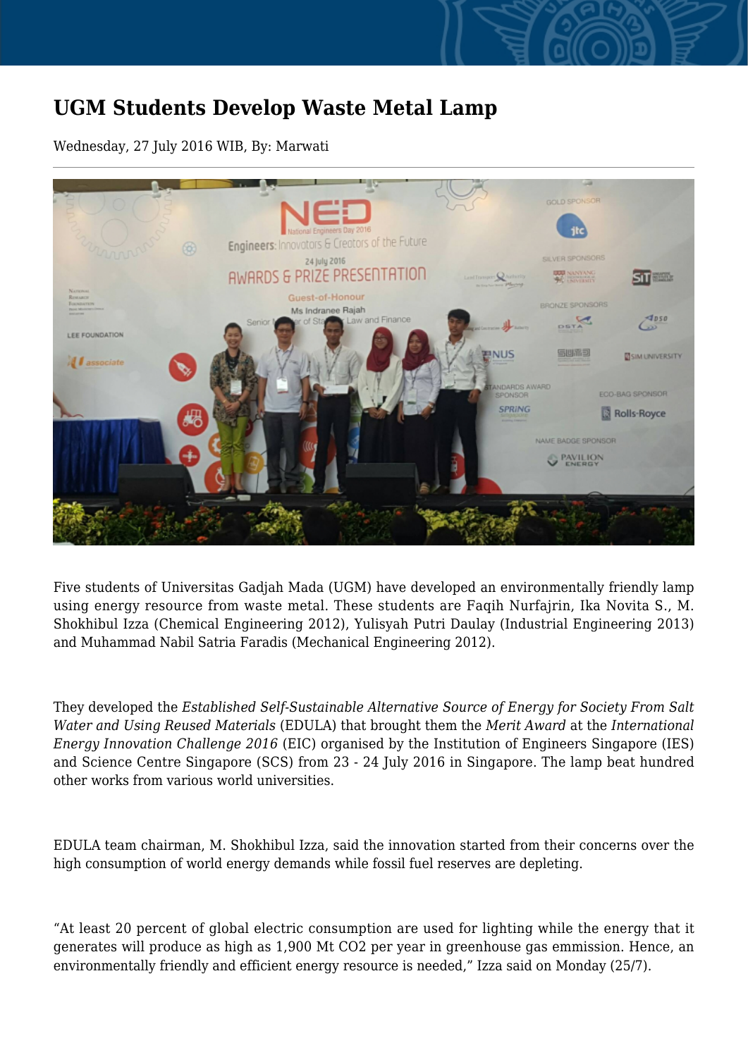# UGM Students Develop Waste Metal Lamp

Wednesday, 27 July 2016 WIB, By: Marwati

Five students of Universitas Gadjah Mada (UGM) have developed an environmentally friendly lamp using energy resource from waste metal. These students are Faqih Nurfajrin, Ika Novita S., M. Shokhibul Izza (Chemical Engineering 2012), Yulisyah Putri Daulay (Industrial Engineering 2013) and Muhammad Nabil Satria Faradis (Mechanical Engineering 2012).

They developed the *Established Self-Sustainable Alternative Source of Energy for Society From Salt Water and Using Reused Materials* (EDULA) that brought them the *Merit Award* at the *International Energy Innovation Challenge 2016* (EIC) organised by the Institution of Engineers Singapore (IES) and Science Centre Singapore (SCS) from 23 - 24 July 2016 in Singapore. The lamp beat hundred other works from various world universities.

EDULA team chairman, M. Shokhibul Izza, said the innovation started from their concerns over the high consumption of world energy demands while fossil fuel reserves are depleting.

“At least 20 percent of global electric consumption are used for lighting while the energy that it generates will produce as high as 1,900 Mt $CO_2$ per year in greenhouse gas emmission. Hence, an environmentally friendly and efficient energy resource is needed,” Izza said on Monday (25/7).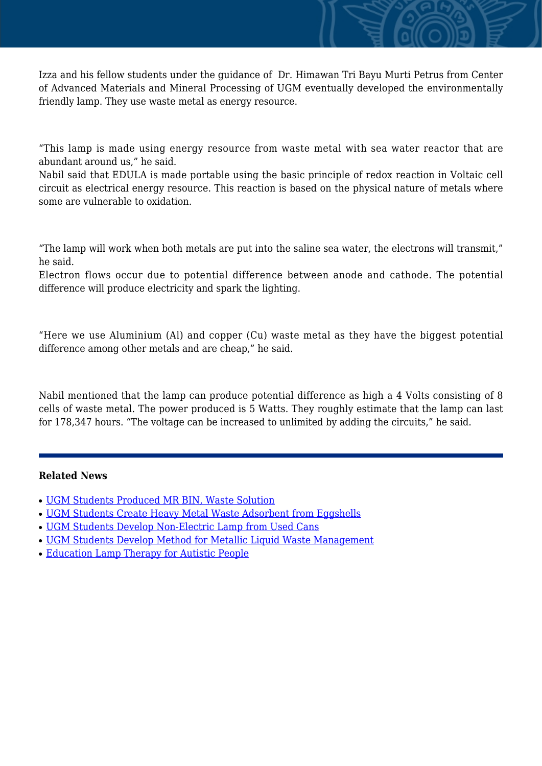Izza and his fellow students under the guidance of Dr. Himawan Tri Bayu Murti Petrus from Center of Advanced Materials and Mineral Processing of UGM eventually developed the environmentally friendly lamp. They use waste metal as energy resource.

"This lamp is made using energy resource from waste metal with sea water reactor that are abundant around us," he said.
Nabil said that EDULA is made portable using the basic principle of redox reaction in Voltaic cell circuit as electrical energy resource. This reaction is based on the physical nature of metals where some are vulnerable to oxidation.

"The lamp will work when both metals are put into the saline sea water, the electrons will transmit," he said.
Electron flows occur due to potential difference between anode and cathode. The potential difference will produce electricity and spark the lighting.

"Here we use Aluminium (Al) and copper (Cu) waste metal as they have the biggest potential difference among other metals and are cheap," he said.

Nabil mentioned that the lamp can produce potential difference as high a 4 Volts consisting of 8 cells of waste metal. The power produced is 5 Watts. They roughly estimate that the lamp can last for 178,347 hours. "The voltage can be increased to unlimited by adding the circuits," he said.

---

**Related News**

- UGM Students Produced MR BIN, Waste Solution
- UGM Students Create Heavy Metal Waste Adsorbent from Eggshells
- UGM Students Develop Non-Electric Lamp from Used Cans
- UGM Students Develop Method for Metallic Liquid Waste Management
- Education Lamp Therapy for Autistic People